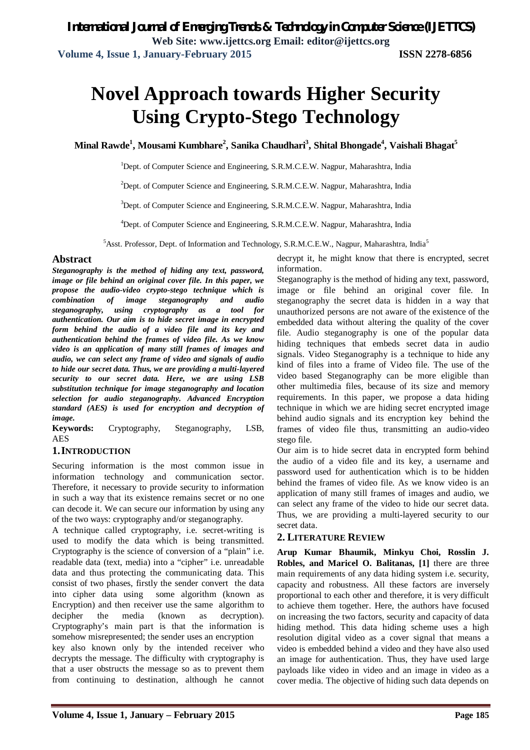# Novel Approach towards Higher Security Using Crypto-Stego Technology

**Minal Rawde[1], Mousami Kumbhare[2], Sanika Chaudhari[3], Shital Bhongade[4], Vaishali Bhagat[5]**

[1]Dept. of Computer Science and Engineering, S.R.M.C.E.W. Nagpur, Maharashtra, India

[2]Dept. of Computer Science and Engineering, S.R.M.C.E.W. Nagpur, Maharashtra, India

[3]Dept. of Computer Science and Engineering, S.R.M.C.E.W. Nagpur, Maharashtra, India

[4]Dept. of Computer Science and Engineering, S.R.M.C.E.W. Nagpur, Maharashtra, India

[5]Asst. Professor, Dept. of Information and Technology, S.R.M.C.E.W., Nagpur, Maharashtra, India[5]

## Abstract

***Steganography is the method of hiding any text, password, image or file behind an original cover file. In this paper, we propose the audio-video crypto-stego technique which is combination of image steganography and audio steganography, using cryptography as a tool for authentication. Our aim is to hide secret image in encrypted form behind the audio of a video file and its key and authentication behind the frames of video file. As we know video is an application of many still frames of images and audio, we can select any frame of video and signals of audio to hide our secret data. Thus, we are providing a multi-layered security to our secret data. Here, we are using LSB substitution technique for image steganography and location selection for audio steganography. Advanced Encryption standard (AES) is used for encryption and decryption of image.***

**Keywords:** Cryptography, Steganography, LSB, AES

## 1. INTRODUCTION

Securing information is the most common issue in information technology and communication sector. Therefore, it necessary to provide security to information in such a way that its existence remains secret or no one can decode it. We can secure our information by using any of the two ways: cryptography and/or steganography.

A technique called cryptography, i.e. secret-writing is used to modify the data which is being transmitted. Cryptography is the science of conversion of a "plain" i.e. readable data (text, media) into a "cipher" i.e. unreadable data and thus protecting the communicating data. This consist of two phases, firstly the sender convert the data into cipher data using some algorithm (known as Encryption) and then receiver use the same algorithm to decipher the media (known as decryption). Cryptography's main part is that the information is somehow misrepresented; the sender uses an encryption key also known only by the intended receiver who decrypts the message. The difficulty with cryptography is that a user obstructs the message so as to prevent them from continuing to destination, although he cannot decrypt it, he might know that there is encrypted, secret information.

Steganography is the method of hiding any text, password, image or file behind an original cover file. In steganography the secret data is hidden in a way that unauthorized persons are not aware of the existence of the embedded data without altering the quality of the cover file. Audio steganography is one of the popular data hiding techniques that embeds secret data in audio signals. Video Steganography is a technique to hide any kind of files into a frame of Video file. The use of the video based Steganography can be more eligible than other multimedia files, because of its size and memory requirements. In this paper, we propose a data hiding technique in which we are hiding secret encrypted image behind audio signals and its encryption key behind the frames of video file thus, transmitting an audio-video stego file.

Our aim is to hide secret data in encrypted form behind the audio of a video file and its key, a username and password used for authentication which is to be hidden behind the frames of video file. As we know video is an application of many still frames of images and audio, we can select any frame of the video to hide our secret data. Thus, we are providing a multi-layered security to our secret data.

## 2. LITERATURE REVIEW

**Arup Kumar Bhaumik, Minkyu Choi, Rosslin J. Robles, and Maricel O. Balitanas, [1]** there are three main requirements of any data hiding system i.e. security, capacity and robustness. All these factors are inversely proportional to each other and therefore, it is very difficult to achieve them together. Here, the authors have focused on increasing the two factors, security and capacity of data hiding method. This data hiding scheme uses a high resolution digital video as a cover signal that means a video is embedded behind a video and they have also used an image for authentication. Thus, they have used large payloads like video in video and an image in video as a cover media. The objective of hiding such data depends on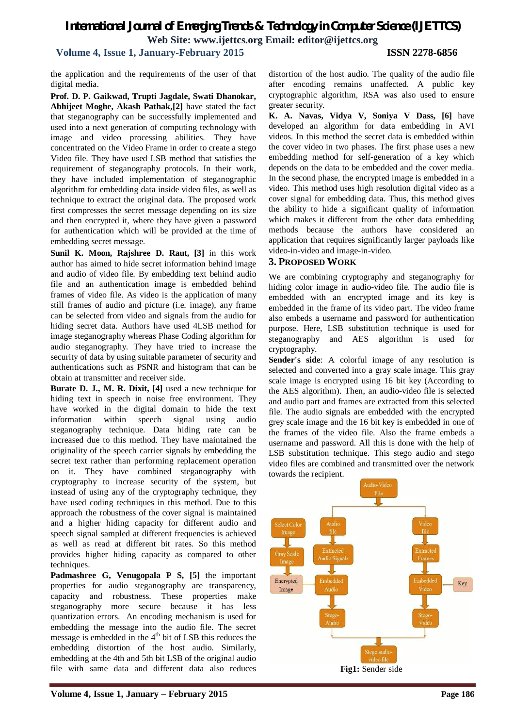the application and the requirements of the user of that digital media.

**Prof. D. P. Gaikwad, Trupti Jagdale, Swati Dhanokar, Abhijeet Moghe, Akash Pathak,[2]** have stated the fact that steganography can be successfully implemented and used into a next generation of computing technology with image and video processing abilities. They have concentrated on the Video Frame in order to create a stego Video file. They have used LSB method that satisfies the requirement of steganography protocols. In their work, they have included implementation of steganographic algorithm for embedding data inside video files, as well as technique to extract the original data. The proposed work first compresses the secret message depending on its size and then encrypted it, where they have given a password for authentication which will be provided at the time of embedding secret message.

**Sunil K. Moon, Rajshree D. Raut, [3]** in this work author has aimed to hide secret information behind image and audio of video file. By embedding text behind audio file and an authentication image is embedded behind frames of video file. As video is the application of many still frames of audio and picture (i.e. image), any frame can be selected from video and signals from the audio for hiding secret data. Authors have used 4LSB method for image steganography whereas Phase Coding algorithm for audio steganography. They have tried to increase the security of data by using suitable parameter of security and authentications such as PSNR and histogram that can be obtain at transmitter and receiver side.

**Burate D. J., M. R. Dixit, [4]** used a new technique for hiding text in speech in noise free environment. They have worked in the digital domain to hide the text information within speech signal using audio steganography technique. Data hiding rate can be increased due to this method. They have maintained the originality of the speech carrier signals by embedding the secret text rather than performing replacement operation on it. They have combined steganography with cryptography to increase security of the system, but instead of using any of the cryptography technique, they have used coding techniques in this method. Due to this approach the robustness of the cover signal is maintained and a higher hiding capacity for different audio and speech signal sampled at different frequencies is achieved as well as read at different bit rates. So this method provides higher hiding capacity as compared to other techniques.

**Padmashree G, Venugopala P S, [5]** the important properties for audio steganography are transparency, capacity and robustness. These properties make steganography more secure because it has less quantization errors. An encoding mechanism is used for embedding the message into the audio file. The secret message is embedded in the 4$^{th}$ bit of LSB this reduces the embedding distortion of the host audio. Similarly, embedding at the 4th and 5th bit LSB of the original audio file with same data and different data also reduces distortion of the host audio. The quality of the audio file after encoding remains unaffected. A public key cryptographic algorithm, RSA was also used to ensure greater security.

**K. A. Navas, Vidya V, Soniya V Dass, [6]** have developed an algorithm for data embedding in AVI videos. In this method the secret data is embedded within the cover video in two phases. The first phase uses a new embedding method for self-generation of a key which depends on the data to be embedded and the cover media. In the second phase, the encrypted image is embedded in a video. This method uses high resolution digital video as a cover signal for embedding data. Thus, this method gives the ability to hide a significant quality of information which makes it different from the other data embedding methods because the authors have considered an application that requires significantly larger payloads like video-in-video and image-in-video.

## 3. PROPOSED WORK

We are combining cryptography and steganography for hiding color image in audio-video file. The audio file is embedded with an encrypted image and its key is embedded in the frame of its video part. The video frame also embeds a username and password for authentication purpose. Here, LSB substitution technique is used for steganography and AES algorithm is used for cryptography.

**Sender's side**: A colorful image of any resolution is selected and converted into a gray scale image. This gray scale image is encrypted using 16 bit key (According to the AES algorithm). Then, an audio-video file is selected and audio part and frames are extracted from this selected file. The audio signals are embedded with the encrypted grey scale image and the 16 bit key is embedded in one of the frames of the video file. Also the frame embeds a username and password. All this is done with the help of LSB substitution technique. This stego audio and stego video files are combined and transmitted over the network towards the recipient.

**Fig1:** Sender side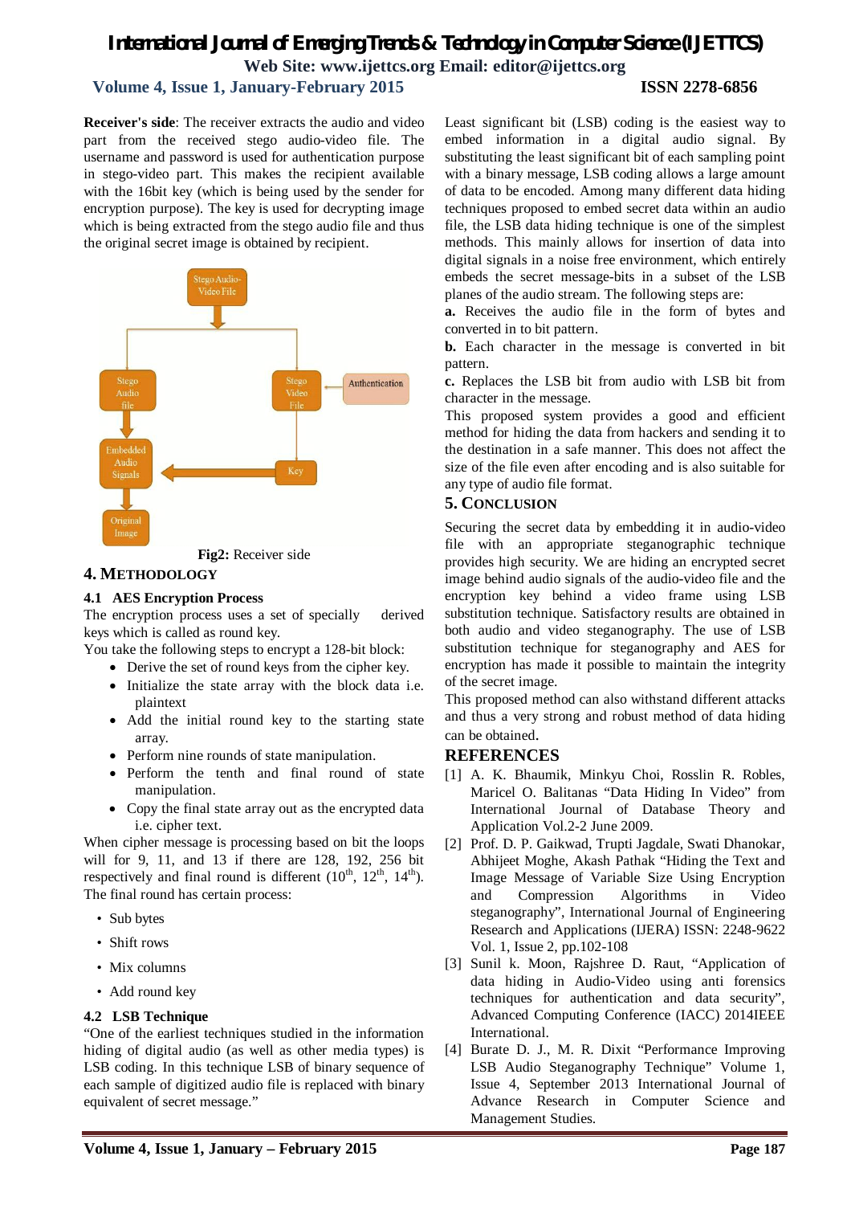**Receiver's side**: The receiver extracts the audio and video part from the received stego audio-video file. The username and password is used for authentication purpose in stego-video part. This makes the recipient available with the 16bit key (which is being used by the sender for encryption purpose). The key is used for decrypting image which is being extracted from the stego audio file and thus the original secret image is obtained by recipient.

**Fig2:** Receiver side

## 4. METHODOLOGY

### 4.1 AES Encryption Process

The encryption process uses a set of specially derived keys which is called as round key.

You take the following steps to encrypt a 128-bit block:

- Derive the set of round keys from the cipher key.
- Initialize the state array with the block data i.e. plaintext
- Add the initial round key to the starting state array.
- Perform nine rounds of state manipulation.
- Perform the tenth and final round of state manipulation.
- Copy the final state array out as the encrypted data i.e. cipher text.

When cipher message is processing based on bit the loops will for 9, 11, and 13 if there are 128, 192, 256 bit respectively and final round is different (10$^{th}$, 12$^{th}$, 14$^{th}$). The final round has certain process:

- Sub bytes
- Shift rows
- Mix columns
- Add round key

### 4.2 LSB Technique

"One of the earliest techniques studied in the information hiding of digital audio (as well as other media types) is LSB coding. In this technique LSB of binary sequence of each sample of digitized audio file is replaced with binary equivalent of secret message."

Least significant bit (LSB) coding is the easiest way to embed information in a digital audio signal. By substituting the least significant bit of each sampling point with a binary message, LSB coding allows a large amount of data to be encoded. Among many different data hiding techniques proposed to embed secret data within an audio file, the LSB data hiding technique is one of the simplest methods. This mainly allows for insertion of data into digital signals in a noise free environment, which entirely embeds the secret message-bits in a subset of the LSB planes of the audio stream. The following steps are:

**a.** Receives the audio file in the form of bytes and converted in to bit pattern.

**b.** Each character in the message is converted in bit pattern.

**c.** Replaces the LSB bit from audio with LSB bit from character in the message.

This proposed system provides a good and efficient method for hiding the data from hackers and sending it to the destination in a safe manner. This does not affect the size of the file even after encoding and is also suitable for any type of audio file format.

## 5. CONCLUSION

Securing the secret data by embedding it in audio-video file with an appropriate steganographic technique provides high security. We are hiding an encrypted secret image behind audio signals of the audio-video file and the encryption key behind a video frame using LSB substitution technique. Satisfactory results are obtained in both audio and video steganography. The use of LSB substitution technique for steganography and AES for encryption has made it possible to maintain the integrity of the secret image.

This proposed method can also withstand different attacks and thus a very strong and robust method of data hiding can be obtained.

## REFERENCES

[1] A. K. Bhaumik, Minkyu Choi, Rosslin R. Robles, Maricel O. Balitanas "Data Hiding In Video" from International Journal of Database Theory and Application Vol.2-2 June 2009.

[2] Prof. D. P. Gaikwad, Trupti Jagdale, Swati Dhanokar, Abhijeet Moghe, Akash Pathak "Hiding the Text and Image Message of Variable Size Using Encryption and Compression Algorithms in Video steganography", International Journal of Engineering Research and Applications (IJERA) ISSN: 2248-9622 Vol. 1, Issue 2, pp.102-108

[3] Sunil k. Moon, Rajshree D. Raut, "Application of data hiding in Audio-Video using anti forensics techniques for authentication and data security", Advanced Computing Conference (IACC) 2014IEEE International.

[4] Burate D. J., M. R. Dixit "Performance Improving LSB Audio Steganography Technique" Volume 1, Issue 4, September 2013 International Journal of Advance Research in Computer Science and Management Studies.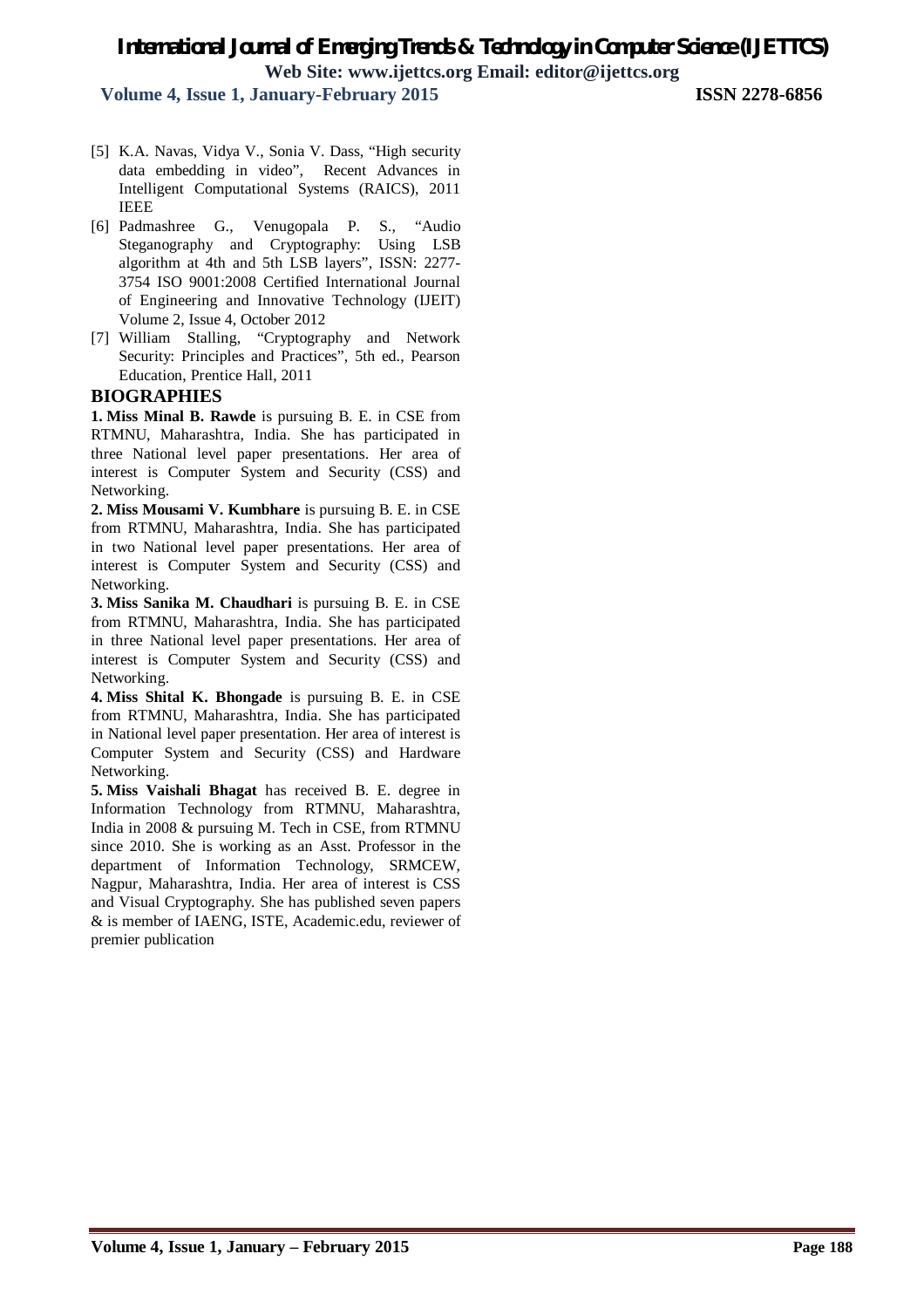[5] K.A. Navas, Vidya V., Sonia V. Dass, "High security data embedding in video", Recent Advances in Intelligent Computational Systems (RAICS), 2011 IEEE

[6] Padmashree G., Venugopala P. S., "Audio Steganography and Cryptography: Using LSB algorithm at 4th and 5th LSB layers", ISSN: 2277-3754 ISO 9001:2008 Certified International Journal of Engineering and Innovative Technology (IJEIT) Volume 2, Issue 4, October 2012

[7] William Stalling, "Cryptography and Network Security: Principles and Practices", 5th ed., Pearson Education, Prentice Hall, 2011

## BIOGRAPHIES

**1. Miss Minal B. Rawde** is pursuing B. E. in CSE from RTMNU, Maharashtra, India. She has participated in three National level paper presentations. Her area of interest is Computer System and Security (CSS) and Networking.

**2. Miss Mousami V. Kumbhare** is pursuing B. E. in CSE from RTMNU, Maharashtra, India. She has participated in two National level paper presentations. Her area of interest is Computer System and Security (CSS) and Networking.

**3. Miss Sanika M. Chaudhari** is pursuing B. E. in CSE from RTMNU, Maharashtra, India. She has participated in three National level paper presentations. Her area of interest is Computer System and Security (CSS) and Networking.

**4. Miss Shital K. Bhongade** is pursuing B. E. in CSE from RTMNU, Maharashtra, India. She has participated in National level paper presentation. Her area of interest is Computer System and Security (CSS) and Hardware Networking.

**5. Miss Vaishali Bhagat** has received B. E. degree in Information Technology from RTMNU, Maharashtra, India in 2008 & pursuing M. Tech in CSE, from RTMNU since 2010. She is working as an Asst. Professor in the department of Information Technology, SRMCEW, Nagpur, Maharashtra, India. Her area of interest is CSS and Visual Cryptography. She has published seven papers & is member of IAENG, ISTE, Academic.edu, reviewer of premier publication